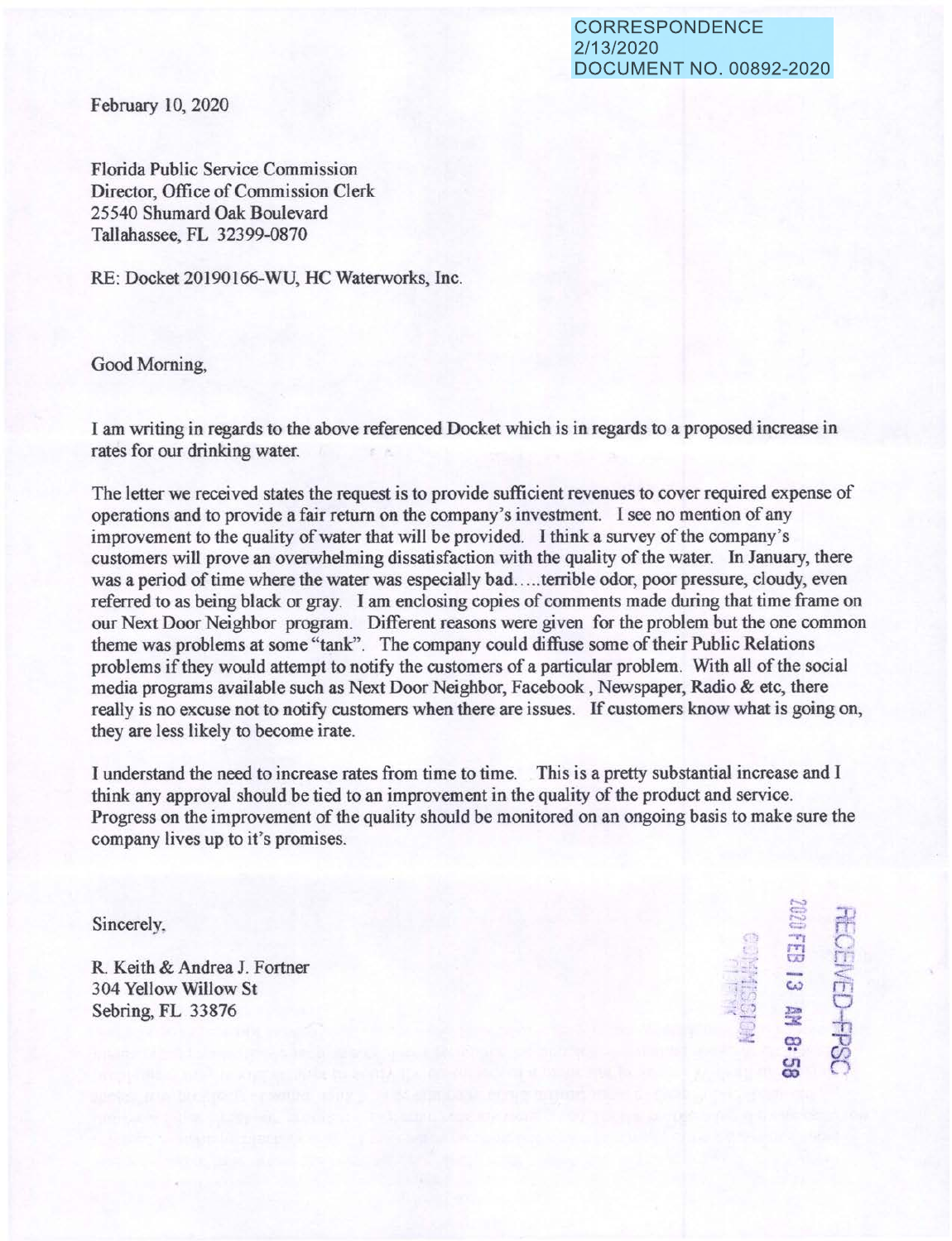CORRESPONDENCE
2/13/2020
DOCUMENT NO. 00892-2020

February 10, 2020

Florida Public Service Commission
Director, Office of Commission Clerk
25540 Shumard Oak Boulevard
Tallahassee, FL 32399-0870

RE: Docket 20190166-WU, HC Waterworks, Inc.

Good Morning,

I am writing in regards to the above referenced Docket which is in regards to a proposed increase in rates for our drinking water.

The letter we received states the request is to provide sufficient revenues to cover required expense of operations and to provide a fair return on the company's investment. I see no mention of any improvement to the quality of water that will be provided. I think a survey of the company's customers will prove an overwhelming dissatisfaction with the quality of the water. In January, there was a period of time where the water was especially bad.....terrible odor, poor pressure, cloudy, even referred to as being black or gray. I am enclosing copies of comments made during that time frame on our Next Door Neighbor program. Different reasons were given for the problem but the one common theme was problems at some "tank". The company could diffuse some of their Public Relations problems if they would attempt to notify the customers of a particular problem. With all of the social media programs available such as Next Door Neighbor, Facebook, Newspaper, Radio & etc, there really is no excuse not to notify customers when there are issues. If customers know what is going on, they are less likely to become irate.

I understand the need to increase rates from time to time. This is a pretty substantial increase and I think any approval should be tied to an improvement in the quality of the product and service. Progress on the improvement of the quality should be monitored on an ongoing basis to make sure the company lives up to it's promises.

Sincerely,

R. Keith & Andrea J. Fortner
304 Yellow Willow St
Sebring, FL 33876

RECEIVED-FPSC
2020 FEB 13 AM 8:58
COMMISSION CLERK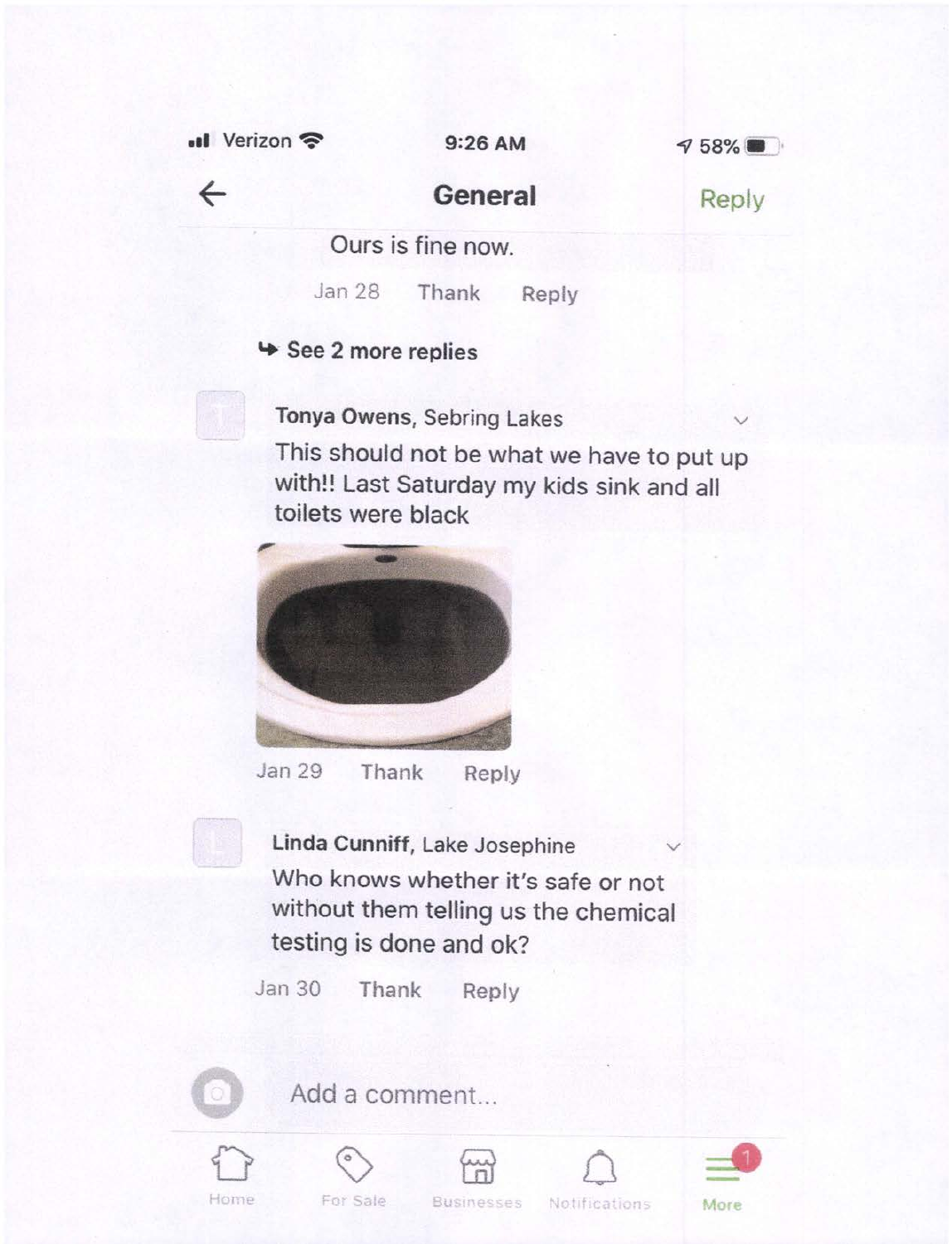Verizon 9:26 AM 58%

**General** Reply

Ours is fine now.

Jan 28 Thank Reply

↳ See 2 more replies

**Tonya Owens**, Sebring Lakes

This should not be what we have to put up with!! Last Saturday my kids sink and all toilets were black

Jan 29 Thank Reply

**Linda Cunniff**, Lake Josephine

Who knows whether it's safe or not without them telling us the chemical testing is done and ok?

Jan 30 Thank Reply

Add a comment...

Home For Sale Businesses Notifications More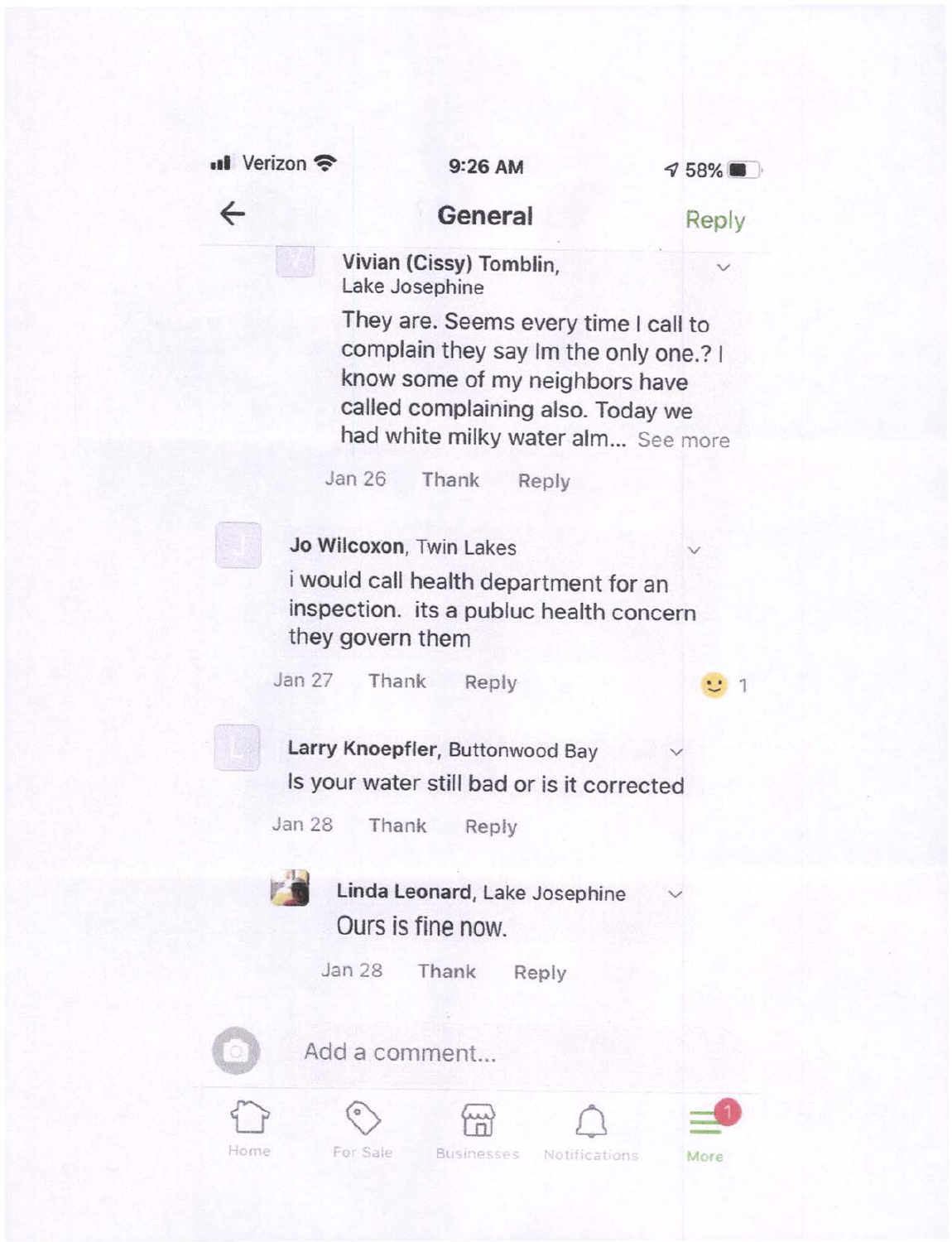Verizon 9:26 AM 58%

## General

Reply

**Vivian (Cissy) Tomblin,** Lake Josephine

They are. Seems every time I call to complain they say Im the only one.? I know some of my neighbors have called complaining also. Today we had white milky water alm... See more

Jan 26 Thank Reply

**Jo Wilcoxon**, Twin Lakes

i would call health department for an inspection. its a publuc health concern they govern them

Jan 27 Thank Reply 1

**Larry Knoepfler,** Buttonwood Bay

Is your water still bad or is it corrected

Jan 28 Thank Reply

**Linda Leonard,** Lake Josephine

Ours is fine now.

Jan 28 Thank Reply

Add a comment...

Home For Sale Businesses Notifications More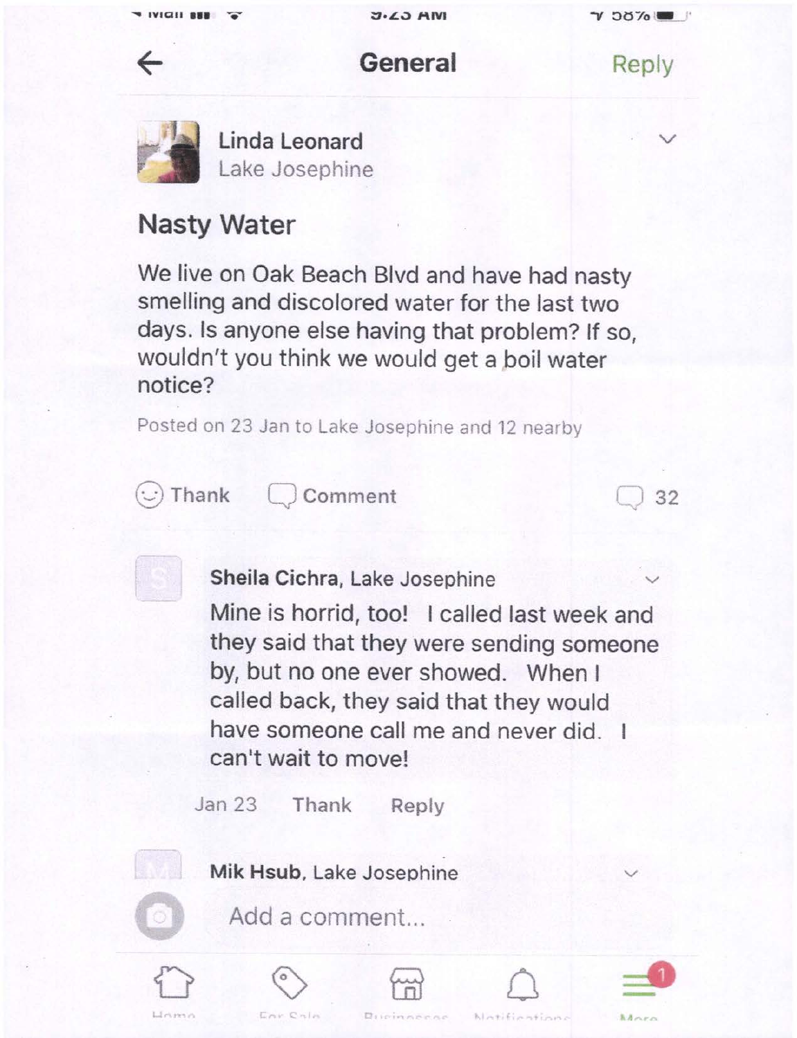General

**Linda Leonard**
Lake Josephine

## Nasty Water

We live on Oak Beach Blvd and have had nasty smelling and discolored water for the last two days. Is anyone else having that problem? If so, wouldn't you think we would get a boil water notice?

Posted on 23 Jan to Lake Josephine and 12 nearby

Thank | Comment | 32

**Sheila Cichra**, Lake Josephine

Mine is horrid, too! I called last week and they said that they were sending someone by, but no one ever showed. When I called back, they said that they would have someone call me and never did. I can't wait to move!

Jan 23 Thank Reply

**Mik Hsub**, Lake Josephine

Add a comment...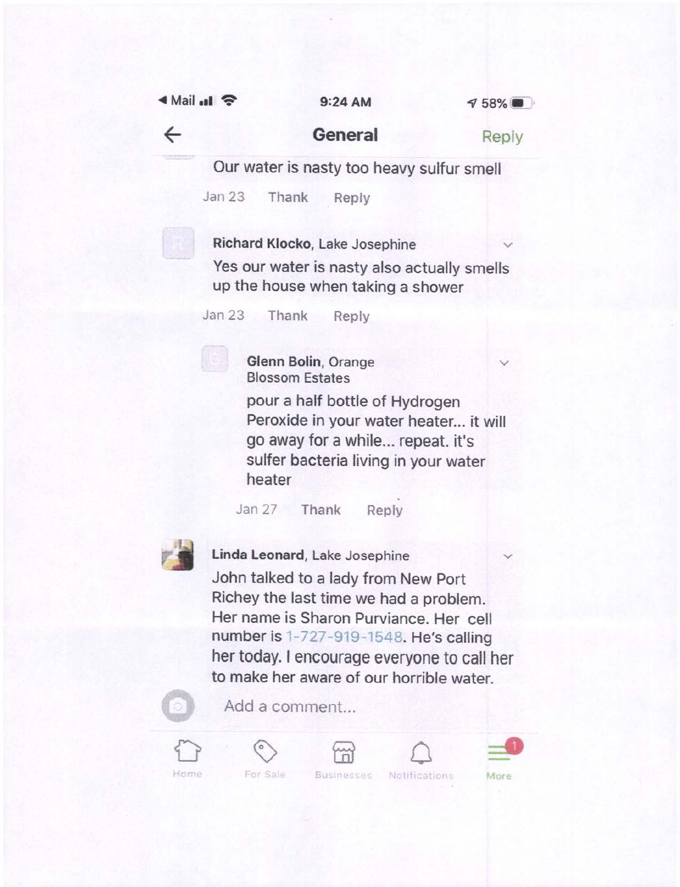**General**

Our water is nasty too heavy sulfur smell

Jan 23 Thank Reply

**Richard Klocko**, Lake Josephine

Yes our water is nasty also actually smells up the house when taking a shower

Jan 23 Thank Reply

> **Glenn Bolin**, Orange Blossom Estates
>
> pour a half bottle of Hydrogen Peroxide in your water heater... it will go away for a while... repeat. it's sulfer bacteria living in your water heater
>
> Jan 27 Thank Reply

**Linda Leonard**, Lake Josephine

John talked to a lady from New Port Richey the last time we had a problem. Her name is Sharon Purviance. Her cell number is 1-727-919-1548. He's calling her today. I encourage everyone to call her to make her aware of our horrible water.

Add a comment...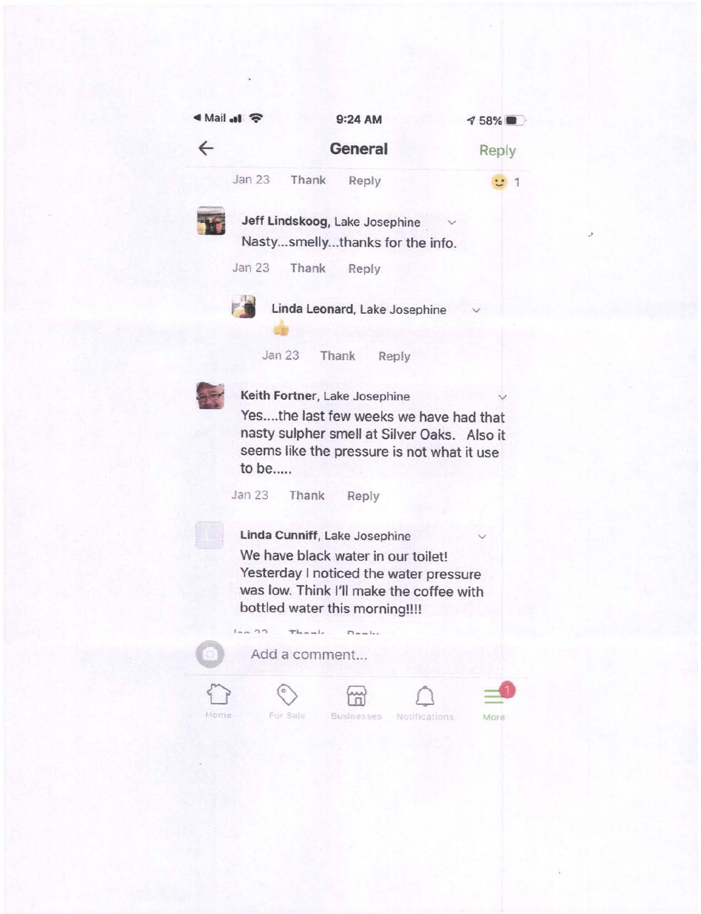◂ Mail 9:24 AM 58%

## General

Reply

Jan 23 Thank Reply 🙂 1

**Jeff Lindskoog**, Lake Josephine

Nasty...smelly...thanks for the info.

Jan 23 Thank Reply

**Linda Leonard**, Lake Josephine

👍

Jan 23 Thank Reply

**Keith Fortner**, Lake Josephine

Yes....the last few weeks we have had that nasty sulpher smell at Silver Oaks. Also it seems like the pressure is not what it use to be.....

Jan 23 Thank Reply

**Linda Cunniff**, Lake Josephine

We have black water in our toilet! Yesterday I noticed the water pressure was low. Think I'll make the coffee with bottled water this morning!!!!

Jan 23 Thank Reply

Add a comment...

Home For Sale Businesses Notifications More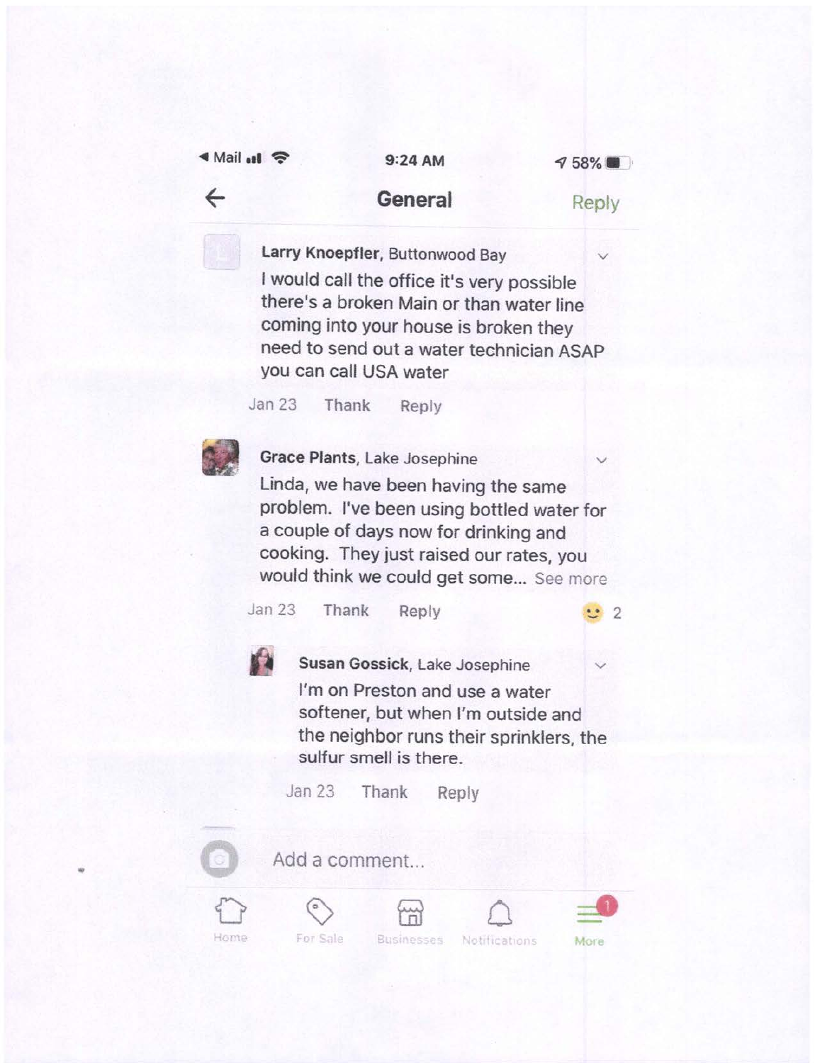**General**

**Larry Knoepfler**, Buttonwood Bay

I would call the office it's very possible there's a broken Main or than water line coming into your house is broken they need to send out a water technician ASAP you can call USA water

Jan 23 Thank Reply

**Grace Plants**, Lake Josephine

Linda, we have been having the same problem. I've been using bottled water for a couple of days now for drinking and cooking. They just raised our rates, you would think we could get some... See more

Jan 23 Thank Reply 2

**Susan Gossick**, Lake Josephine

I'm on Preston and use a water softener, but when I'm outside and the neighbor runs their sprinklers, the sulfur smell is there.

Jan 23 Thank Reply

Add a comment...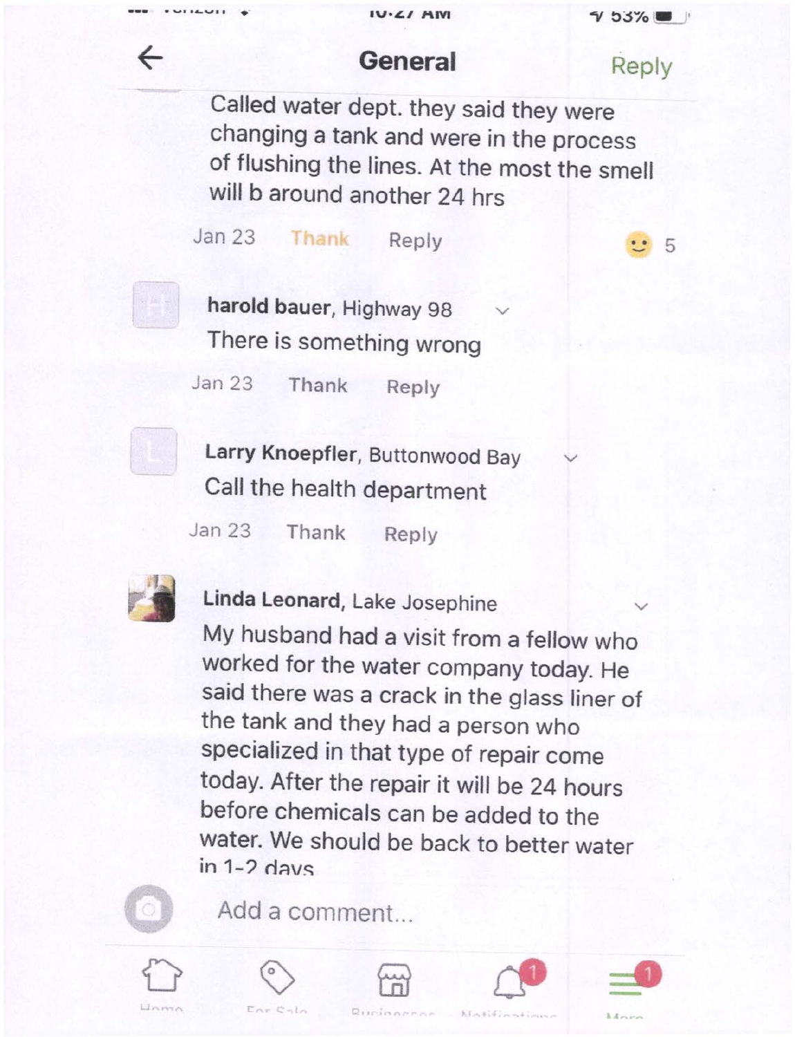## General

Called water dept. they said they were changing a tank and were in the process of flushing the lines. At the most the smell will b around another 24 hrs

Jan 23 Thank Reply 5

**harold bauer**, Highway 98

There is something wrong

Jan 23 Thank Reply

**Larry Knoepfler**, Buttonwood Bay

Call the health department

Jan 23 Thank Reply

**Linda Leonard**, Lake Josephine

My husband had a visit from a fellow who worked for the water company today. He said there was a crack in the glass liner of the tank and they had a person who specialized in that type of repair come today. After the repair it will be 24 hours before chemicals can be added to the water. We should be back to better water in 1-2 days